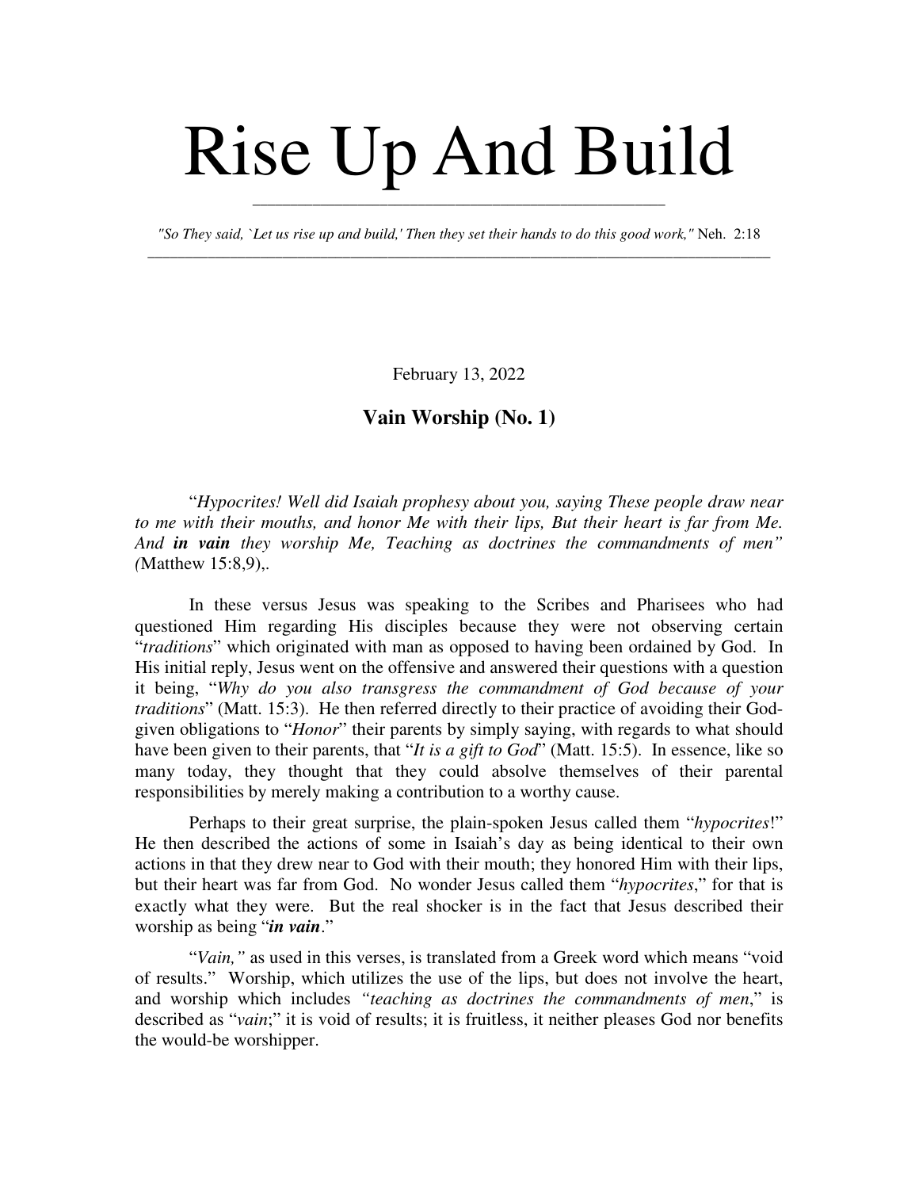# Rise Up And Build

*"So They said, `Let us rise up and build,' Then they set their hands to do this good work,"* Neh. 2:18

February 13, 2022

## Vain Worship (No. 1)

"*Hypocrites! Well did Isaiah prophesy about you, saying These people draw near to me with their mouths, and honor Me with their lips, But their heart is far from Me. And **in vain** they worship Me, Teaching as doctrines the commandments of men" (*Matthew 15:8,9),.

In these versus Jesus was speaking to the Scribes and Pharisees who had questioned Him regarding His disciples because they were not observing certain "*traditions*" which originated with man as opposed to having been ordained by God. In His initial reply, Jesus went on the offensive and answered their questions with a question it being, "*Why do you also transgress the commandment of God because of your traditions*" (Matt. 15:3). He then referred directly to their practice of avoiding their God-given obligations to "*Honor*" their parents by simply saying, with regards to what should have been given to their parents, that "*It is a gift to God*" (Matt. 15:5). In essence, like so many today, they thought that they could absolve themselves of their parental responsibilities by merely making a contribution to a worthy cause.

Perhaps to their great surprise, the plain-spoken Jesus called them "*hypocrites*!" He then described the actions of some in Isaiah's day as being identical to their own actions in that they drew near to God with their mouth; they honored Him with their lips, but their heart was far from God. No wonder Jesus called them "*hypocrites*," for that is exactly what they were. But the real shocker is in the fact that Jesus described their worship as being "***in vain***."

"*Vain,"* as used in this verses, is translated from a Greek word which means "void of results." Worship, which utilizes the use of the lips, but does not involve the heart, and worship which includes *"teaching as doctrines the commandments of men*," is described as "*vain*;" it is void of results; it is fruitless, it neither pleases God nor benefits the would-be worshipper.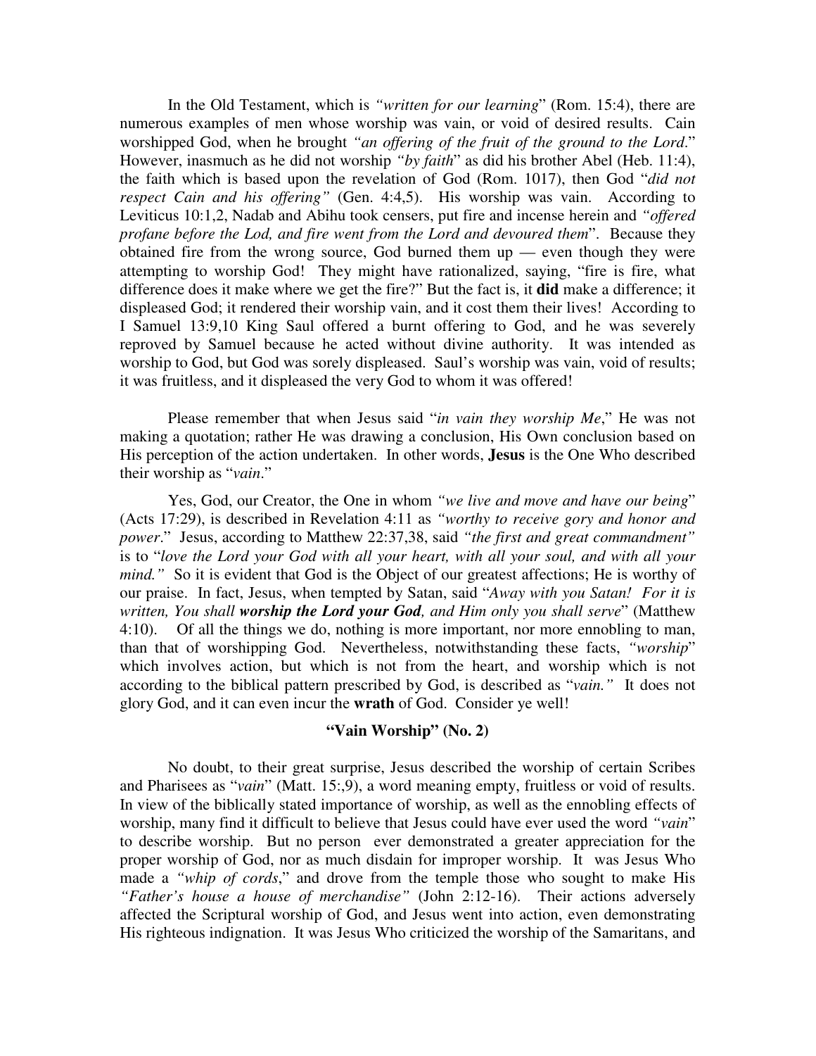In the Old Testament, which is *"written for our learning*" (Rom. 15:4), there are numerous examples of men whose worship was vain, or void of desired results. Cain worshipped God, when he brought *"an offering of the fruit of the ground to the Lord*." However, inasmuch as he did not worship *"by faith*" as did his brother Abel (Heb. 11:4), the faith which is based upon the revelation of God (Rom. 1017), then God "*did not respect Cain and his offering"* (Gen. 4:4,5). His worship was vain. According to Leviticus 10:1,2, Nadab and Abihu took censers, put fire and incense herein and *"offered profane before the Lod, and fire went from the Lord and devoured them*". Because they obtained fire from the wrong source, God burned them up — even though they were attempting to worship God! They might have rationalized, saying, "fire is fire, what difference does it make where we get the fire?" But the fact is, it **did** make a difference; it displeased God; it rendered their worship vain, and it cost them their lives! According to I Samuel 13:9,10 King Saul offered a burnt offering to God, and he was severely reproved by Samuel because he acted without divine authority. It was intended as worship to God, but God was sorely displeased. Saul's worship was vain, void of results; it was fruitless, and it displeased the very God to whom it was offered!

Please remember that when Jesus said "*in vain they worship Me*," He was not making a quotation; rather He was drawing a conclusion, His Own conclusion based on His perception of the action undertaken. In other words, **Jesus** is the One Who described their worship as "*vain*."

Yes, God, our Creator, the One in whom *"we live and move and have our being*" (Acts 17:29), is described in Revelation 4:11 as *"worthy to receive gory and honor and power*." Jesus, according to Matthew 22:37,38, said *"the first and great commandment"* is to "*love the Lord your God with all your heart, with all your soul, and with all your mind."* So it is evident that God is the Object of our greatest affections; He is worthy of our praise. In fact, Jesus, when tempted by Satan, said "*Away with you Satan! For it is written, You shall **worship the Lord your God**, and Him only you shall serve*" (Matthew 4:10). Of all the things we do, nothing is more important, nor more ennobling to man, than that of worshipping God. Nevertheless, notwithstanding these facts, *"worship*" which involves action, but which is not from the heart, and worship which is not according to the biblical pattern prescribed by God, is described as "*vain."* It does not glory God, and it can even incur the **wrath** of God. Consider ye well!

### "Vain Worship" (No. 2)

No doubt, to their great surprise, Jesus described the worship of certain Scribes and Pharisees as "*vain*" (Matt. 15:,9), a word meaning empty, fruitless or void of results. In view of the biblically stated importance of worship, as well as the ennobling effects of worship, many find it difficult to believe that Jesus could have ever used the word *"vain*" to describe worship. But no person ever demonstrated a greater appreciation for the proper worship of God, nor as much disdain for improper worship. It was Jesus Who made a *"whip of cords*," and drove from the temple those who sought to make His *"Father's house a house of merchandise"* (John 2:12-16). Their actions adversely affected the Scriptural worship of God, and Jesus went into action, even demonstrating His righteous indignation. It was Jesus Who criticized the worship of the Samaritans, and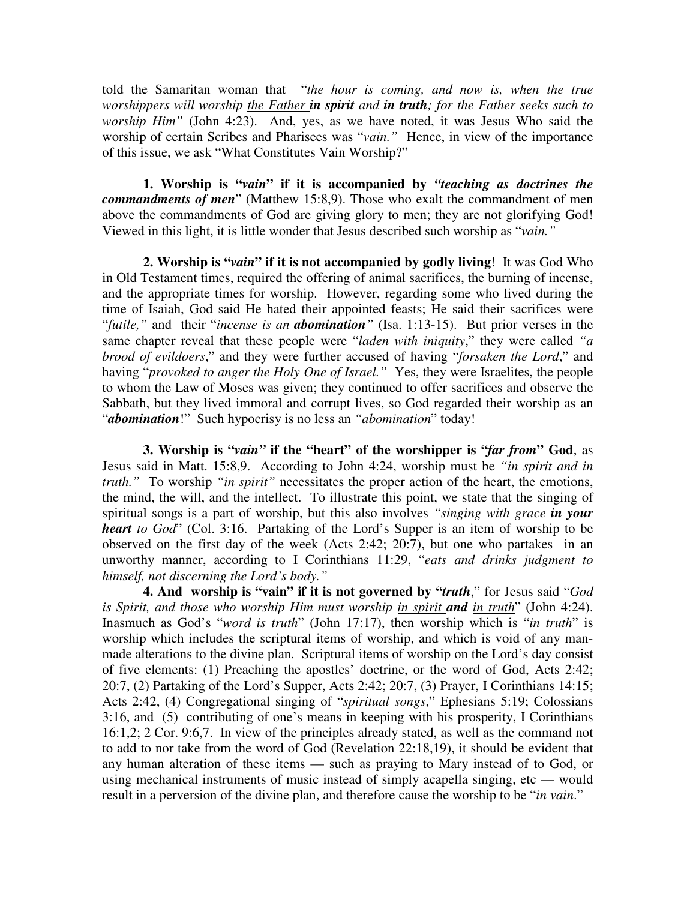told the Samaritan woman that "*the hour is coming, and now is, when the true worshippers will worship* <u>*the Father*</u> ***in spirit*** *and* ***in truth****; for the Father seeks such to worship Him"* (John 4:23). And, yes, as we have noted, it was Jesus Who said the worship of certain Scribes and Pharisees was "*vain."* Hence, in view of the importance of this issue, we ask "What Constitutes Vain Worship?"

**1. Worship is "*vain*" if it is accompanied by *"teaching as doctrines the commandments of men*"** (Matthew 15:8,9). Those who exalt the commandment of men above the commandments of God are giving glory to men; they are not glorifying God! Viewed in this light, it is little wonder that Jesus described such worship as "*vain."*

**2. Worship is "*vain*" if it is not accompanied by godly living**! It was God Who in Old Testament times, required the offering of animal sacrifices, the burning of incense, and the appropriate times for worship. However, regarding some who lived during the time of Isaiah, God said He hated their appointed feasts; He said their sacrifices were "*futile,"* and their "*incense is an* ***abomination****"* (Isa. 1:13-15). But prior verses in the same chapter reveal that these people were "*laden with iniquity*," they were called *"a brood of evildoers*," and they were further accused of having "*forsaken the Lord*," and having "*provoked to anger the Holy One of Israel."* Yes, they were Israelites, the people to whom the Law of Moses was given; they continued to offer sacrifices and observe the Sabbath, but they lived immoral and corrupt lives, so God regarded their worship as an "***abomination***!" Such hypocrisy is no less an *"abomination*" today!

**3. Worship is "*vain"* if the "heart" of the worshipper is "*far from*" God**, as Jesus said in Matt. 15:8,9. According to John 4:24, worship must be *"in spirit and in truth."* To worship *"in spirit"* necessitates the proper action of the heart, the emotions, the mind, the will, and the intellect. To illustrate this point, we state that the singing of spiritual songs is a part of worship, but this also involves *"singing with grace* ***in your heart*** *to God*" (Col. 3:16. Partaking of the Lord's Supper is an item of worship to be observed on the first day of the week (Acts 2:42; 20:7), but one who partakes in an unworthy manner, according to I Corinthians 11:29, "*eats and drinks judgment to himself, not discerning the Lord's body."*

**4. And worship is "vain" if it is not governed by "*truth*,"** for Jesus said "*God is Spirit, and those who worship Him must worship* <u>*in spirit*</u> ***and*** <u>*in truth*</u>" (John 4:24). Inasmuch as God's "*word is truth*" (John 17:17), then worship which is "*in truth*" is worship which includes the scriptural items of worship, and which is void of any man-made alterations to the divine plan. Scriptural items of worship on the Lord's day consist of five elements: (1) Preaching the apostles' doctrine, or the word of God, Acts 2:42; 20:7, (2) Partaking of the Lord's Supper, Acts 2:42; 20:7, (3) Prayer, I Corinthians 14:15; Acts 2:42, (4) Congregational singing of "*spiritual songs*," Ephesians 5:19; Colossians 3:16, and (5) contributing of one's means in keeping with his prosperity, I Corinthians 16:1,2; 2 Cor. 9:6,7. In view of the principles already stated, as well as the command not to add to nor take from the word of God (Revelation 22:18,19), it should be evident that any human alteration of these items — such as praying to Mary instead of to God, or using mechanical instruments of music instead of simply acapella singing, etc — would result in a perversion of the divine plan, and therefore cause the worship to be "*in vain*."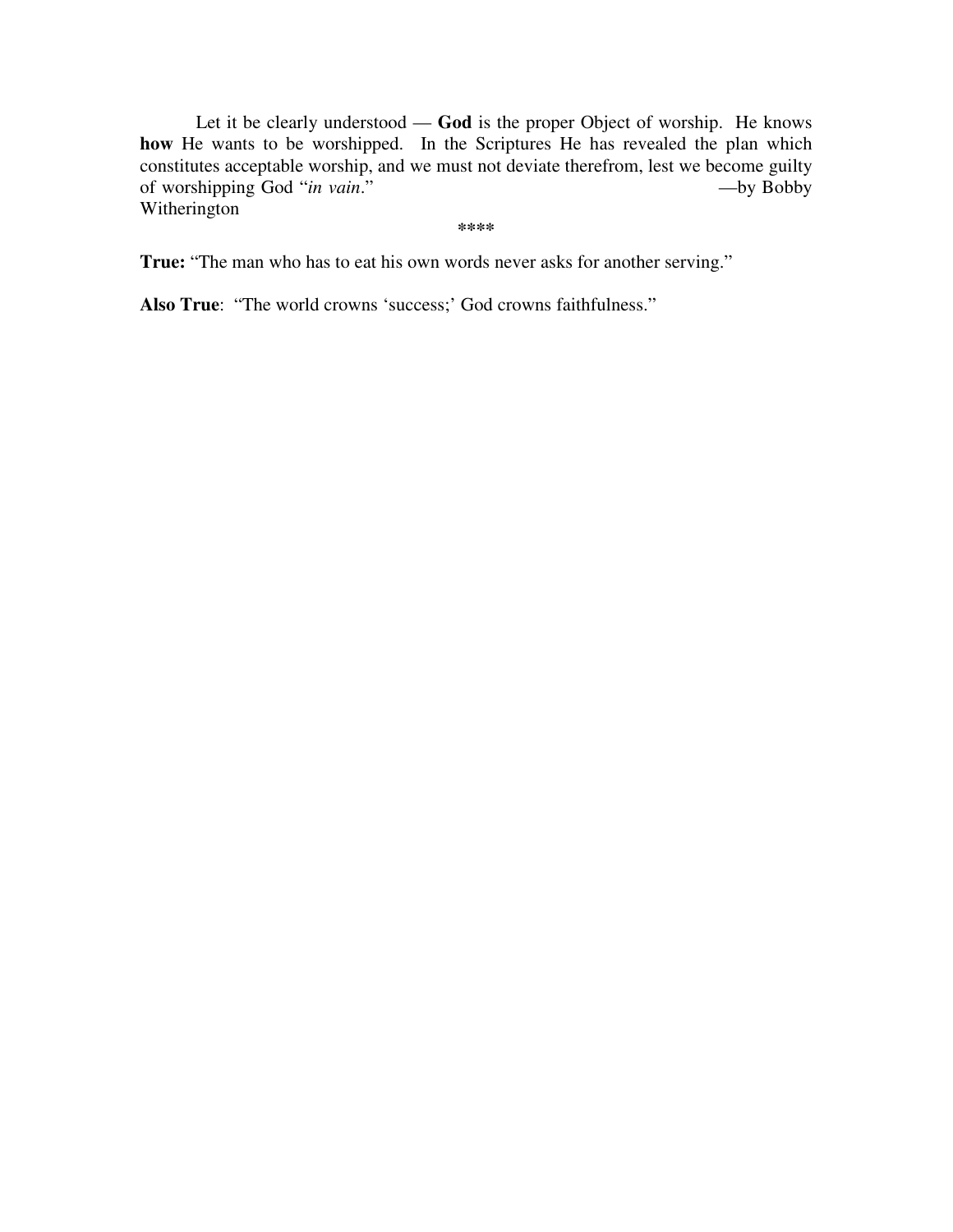Let it be clearly understood — **God** is the proper Object of worship. He knows **how** He wants to be worshipped. In the Scriptures He has revealed the plan which constitutes acceptable worship, and we must not deviate therefrom, lest we become guilty of worshipping God "*in vain*." —by Bobby Witherington

****

**True:** "The man who has to eat his own words never asks for another serving."

**Also True**: "The world crowns 'success;' God crowns faithfulness."